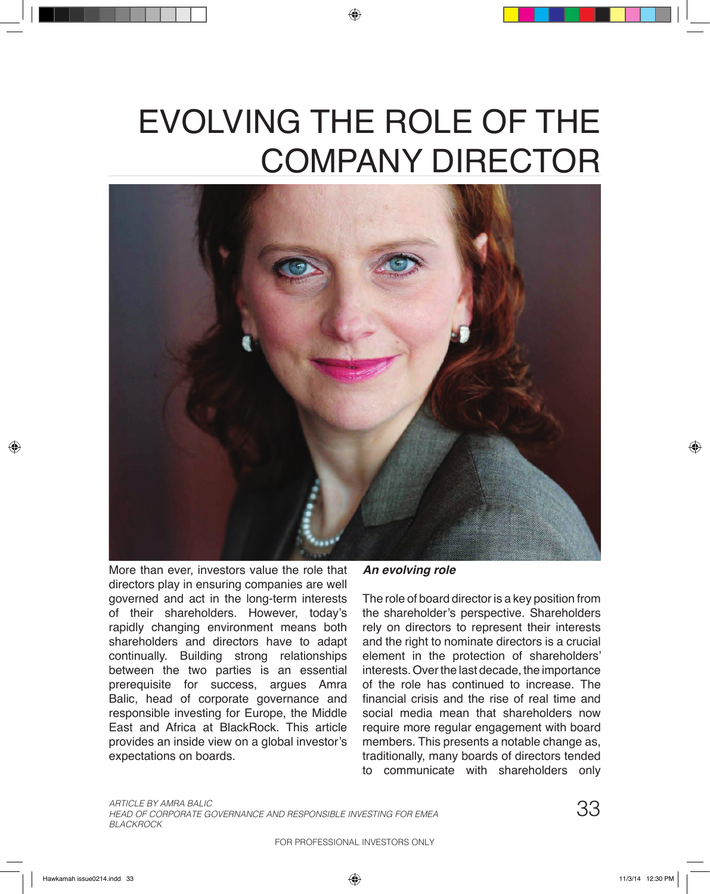# EVOLVING THE ROLE OF THE COMPANY DIRECTOR

More than ever, investors value the role that directors play in ensuring companies are well governed and act in the long-term interests of their shareholders. However, today's rapidly changing environment means both shareholders and directors have to adapt continually. Building strong relationships between the two parties is an essential prerequisite for success, argues Amra Balic, head of corporate governance and responsible investing for Europe, the Middle East and Africa at BlackRock. This article provides an inside view on a global investor's expectations on boards.

### *An evolving role*

The role of board director is a key position from the shareholder's perspective. Shareholders rely on directors to represent their interests and the right to nominate directors is a crucial element in the protection of shareholders' interests. Over the last decade, the importance of the role has continued to increase. The financial crisis and the rise of real time and social media mean that shareholders now require more regular engagement with board members. This presents a notable change as, traditionally, many boards of directors tended to communicate with shareholders only

*ARTICLE BY AMRA BALIC*
*HEAD OF CORPORATE GOVERNANCE AND RESPONSIBLE INVESTING FOR EMEA*
*BLACKROCK*

FOR PROFESSIONAL INVESTORS ONLY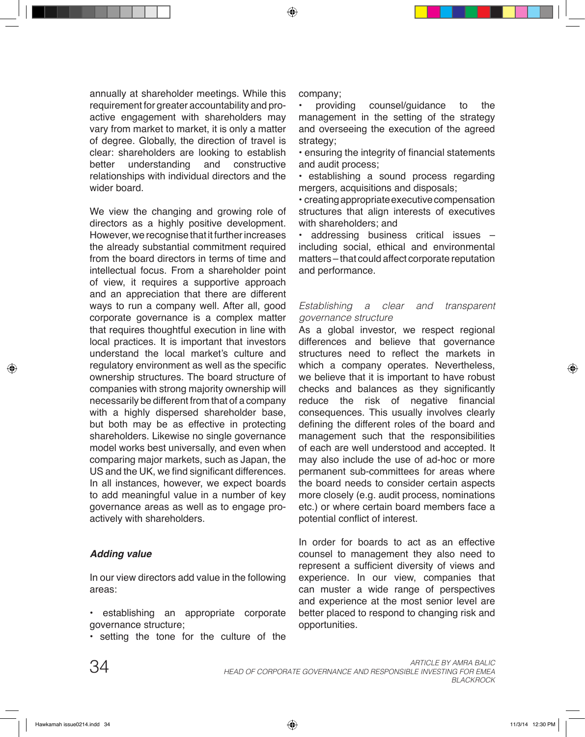annually at shareholder meetings. While this requirement for greater accountability and pro-active engagement with shareholders may vary from market to market, it is only a matter of degree. Globally, the direction of travel is clear: shareholders are looking to establish better understanding and constructive relationships with individual directors and the wider board.

We view the changing and growing role of directors as a highly positive development. However, we recognise that it further increases the already substantial commitment required from the board directors in terms of time and intellectual focus. From a shareholder point of view, it requires a supportive approach and an appreciation that there are different ways to run a company well. After all, good corporate governance is a complex matter that requires thoughtful execution in line with local practices. It is important that investors understand the local market's culture and regulatory environment as well as the specific ownership structures. The board structure of companies with strong majority ownership will necessarily be different from that of a company with a highly dispersed shareholder base, but both may be as effective in protecting shareholders. Likewise no single governance model works best universally, and even when comparing major markets, such as Japan, the US and the UK, we find significant differences. In all instances, however, we expect boards to add meaningful value in a number of key governance areas as well as to engage pro-actively with shareholders.

### *Adding value*

In our view directors add value in the following areas:

- establishing an appropriate corporate governance structure;
- setting the tone for the culture of the company;
- providing counsel/guidance to the management in the setting of the strategy and overseeing the execution of the agreed strategy;
- ensuring the integrity of financial statements and audit process;
- establishing a sound process regarding mergers, acquisitions and disposals;
- creating appropriate executive compensation structures that align interests of executives with shareholders; and
- addressing business critical issues – including social, ethical and environmental matters – that could affect corporate reputation and performance.

*Establishing a clear and transparent governance structure*

As a global investor, we respect regional differences and believe that governance structures need to reflect the markets in which a company operates. Nevertheless, we believe that it is important to have robust checks and balances as they significantly reduce the risk of negative financial consequences. This usually involves clearly defining the different roles of the board and management such that the responsibilities of each are well understood and accepted. It may also include the use of ad-hoc or more permanent sub-committees for areas where the board needs to consider certain aspects more closely (e.g. audit process, nominations etc.) or where certain board members face a potential conflict of interest.

In order for boards to act as an effective counsel to management they also need to represent a sufficient diversity of views and experience. In our view, companies that can muster a wide range of perspectives and experience at the most senior level are better placed to respond to changing risk and opportunities.

*ARTICLE BY AMRA BALIC*
*HEAD OF CORPORATE GOVERNANCE AND RESPONSIBLE INVESTING FOR EMEA*
*BLACKROCK*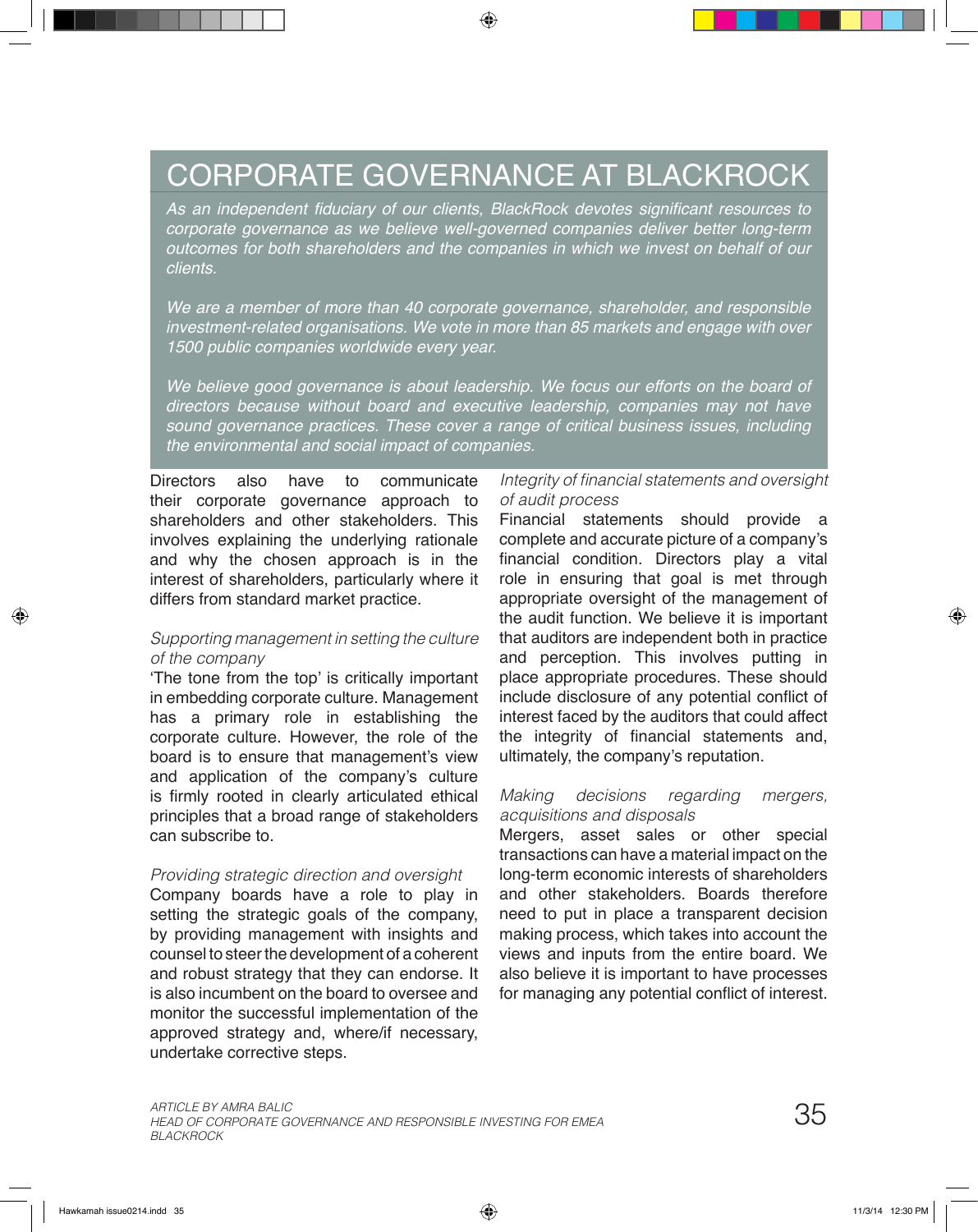# CORPORATE GOVERNANCE AT BLACKROCK

*As an independent fiduciary of our clients, BlackRock devotes significant resources to corporate governance as we believe well-governed companies deliver better long-term outcomes for both shareholders and the companies in which we invest on behalf of our clients.*

*We are a member of more than 40 corporate governance, shareholder, and responsible investment-related organisations. We vote in more than 85 markets and engage with over 1500 public companies worldwide every year.*

*We believe good governance is about leadership. We focus our efforts on the board of directors because without board and executive leadership, companies may not have sound governance practices. These cover a range of critical business issues, including the environmental and social impact of companies.*

Directors also have to communicate their corporate governance approach to shareholders and other stakeholders. This involves explaining the underlying rationale and why the chosen approach is in the interest of shareholders, particularly where it differs from standard market practice.

*Supporting management in setting the culture of the company*

'The tone from the top' is critically important in embedding corporate culture. Management has a primary role in establishing the corporate culture. However, the role of the board is to ensure that management's view and application of the company's culture is firmly rooted in clearly articulated ethical principles that a broad range of stakeholders can subscribe to.

*Providing strategic direction and oversight*

Company boards have a role to play in setting the strategic goals of the company, by providing management with insights and counsel to steer the development of a coherent and robust strategy that they can endorse. It is also incumbent on the board to oversee and monitor the successful implementation of the approved strategy and, where/if necessary, undertake corrective steps.

*Integrity of financial statements and oversight of audit process*

Financial statements should provide a complete and accurate picture of a company's financial condition. Directors play a vital role in ensuring that goal is met through appropriate oversight of the management of the audit function. We believe it is important that auditors are independent both in practice and perception. This involves putting in place appropriate procedures. These should include disclosure of any potential conflict of interest faced by the auditors that could affect the integrity of financial statements and, ultimately, the company's reputation.

*Making decisions regarding mergers, acquisitions and disposals*

Mergers, asset sales or other special transactions can have a material impact on the long-term economic interests of shareholders and other stakeholders. Boards therefore need to put in place a transparent decision making process, which takes into account the views and inputs from the entire board. We also believe it is important to have processes for managing any potential conflict of interest.

*ARTICLE BY AMRA BALIC*
*HEAD OF CORPORATE GOVERNANCE AND RESPONSIBLE INVESTING FOR EMEA*
*BLACKROCK*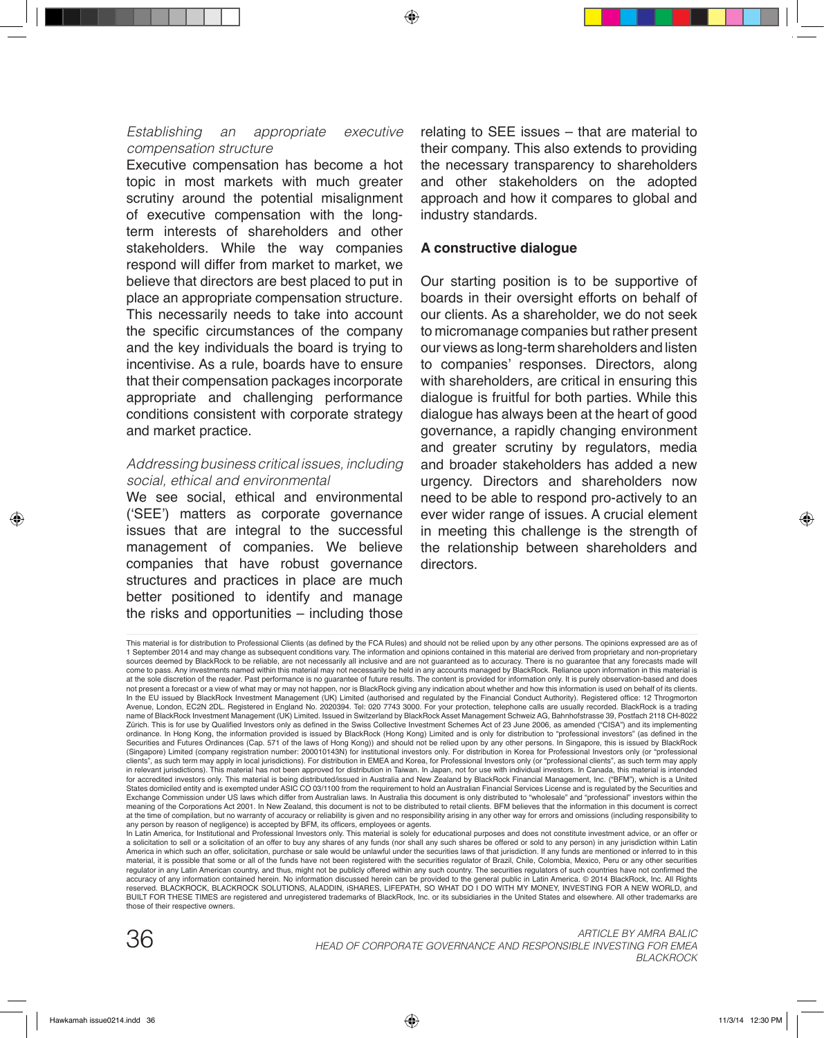*Establishing an appropriate executive compensation structure*

Executive compensation has become a hot topic in most markets with much greater scrutiny around the potential misalignment of executive compensation with the long-term interests of shareholders and other stakeholders. While the way companies respond will differ from market to market, we believe that directors are best placed to put in place an appropriate compensation structure. This necessarily needs to take into account the specific circumstances of the company and the key individuals the board is trying to incentivise. As a rule, boards have to ensure that their compensation packages incorporate appropriate and challenging performance conditions consistent with corporate strategy and market practice.

*Addressing business critical issues, including social, ethical and environmental*

We see social, ethical and environmental ('SEE') matters as corporate governance issues that are integral to the successful management of companies. We believe companies that have robust governance structures and practices in place are much better positioned to identify and manage the risks and opportunities – including those relating to SEE issues – that are material to their company. This also extends to providing the necessary transparency to shareholders and other stakeholders on the adopted approach and how it compares to global and industry standards.

### A constructive dialogue

Our starting position is to be supportive of boards in their oversight efforts on behalf of our clients. As a shareholder, we do not seek to micromanage companies but rather present our views as long-term shareholders and listen to companies' responses. Directors, along with shareholders, are critical in ensuring this dialogue is fruitful for both parties. While this dialogue has always been at the heart of good governance, a rapidly changing environment and greater scrutiny by regulators, media and broader stakeholders has added a new urgency. Directors and shareholders now need to be able to respond pro-actively to an ever wider range of issues. A crucial element in meeting this challenge is the strength of the relationship between shareholders and directors.

---

This material is for distribution to Professional Clients (as defined by the FCA Rules) and should not be relied upon by any other persons. The opinions expressed are as of 1 September 2014 and may change as subsequent conditions vary. The information and opinions contained in this material are derived from proprietary and non-proprietary sources deemed by BlackRock to be reliable, are not necessarily all inclusive and are not guaranteed as to accuracy. There is no guarantee that any forecasts made will come to pass. Any investments named within this material may not necessarily be held in any accounts managed by BlackRock. Reliance upon information in this material is at the sole discretion of the reader. Past performance is no guarantee of future results. The content is provided for information only. It is purely observation-based and does not present a forecast or a view of what may or may not happen, nor is BlackRock giving any indication about whether and how this information is used on behalf of its clients. In the EU issued by BlackRock Investment Management (UK) Limited (authorised and regulated by the Financial Conduct Authority). Registered office: 12 Throgmorton Avenue, London, EC2N 2DL. Registered in England No. 2020394. Tel: 020 7743 3000. For your protection, telephone calls are usually recorded. BlackRock is a trading name of BlackRock Investment Management (UK) Limited. Issued in Switzerland by BlackRock Asset Management Schweiz AG, Bahnhofstrasse 39, Postfach 2118 CH-8022 Zürich. This is for use by Qualified Investors only as defined in the Swiss Collective Investment Schemes Act of 23 June 2006, as amended ("CISA") and its implementing ordinance. In Hong Kong, the information provided is issued by BlackRock (Hong Kong) Limited and is only for distribution to "professional investors" (as defined in the Securities and Futures Ordinances (Cap. 571 of the laws of Hong Kong)) and should not be relied upon by any other persons. In Singapore, this is issued by BlackRock (Singapore) Limited (company registration number: 200010143N) for institutional investors only. For distribution in Korea for Professional Investors only (or "professional clients", as such term may apply in local jurisdictions). For distribution in EMEA and Korea, for Professional Investors only (or "professional clients", as such term may apply in relevant jurisdictions). This material has not been approved for distribution in Taiwan. In Japan, not for use with individual investors. In Canada, this material is intended for accredited investors only. This material is being distributed/issued in Australia and New Zealand by BlackRock Financial Management, Inc. ("BFM"), which is a United States domiciled entity and is exempted under ASIC CO 03/1100 from the requirement to hold an Australian Financial Services License and is regulated by the Securities and Exchange Commission under US laws which differ from Australian laws. In Australia this document is only distributed to "wholesale" and "professional" investors within the meaning of the Corporations Act 2001. In New Zealand, this document is not to be distributed to retail clients. BFM believes that the information in this document is correct at the time of compilation, but no warranty of accuracy or reliability is given and no responsibility arising in any other way for errors and omissions (including responsibility to any person by reason of negligence) is accepted by BFM, its officers, employees or agents.

In Latin America, for Institutional and Professional Investors only. This material is solely for educational purposes and does not constitute investment advice, or an offer or a solicitation to sell or a solicitation of an offer to buy any shares of any funds (nor shall any such shares be offered or sold to any person) in any jurisdiction within Latin America in which such an offer, solicitation, purchase or sale would be unlawful under the securities laws of that jurisdiction. If any funds are mentioned or inferred to in this material, it is possible that some or all of the funds have not been registered with the securities regulator of Brazil, Chile, Colombia, Mexico, Peru or any other securities regulator in any Latin American country, and thus, might not be publicly offered within any such country. The securities regulators of such countries have not confirmed the accuracy of any information contained herein. No information discussed herein can be provided to the general public in Latin America. © 2014 BlackRock, Inc. All Rights reserved. BLACKROCK, BLACKROCK SOLUTIONS, ALADDIN, iSHARES, LIFEPATH, SO WHAT DO I DO WITH MY MONEY, INVESTING FOR A NEW WORLD, and BUILT FOR THESE TIMES are registered and unregistered trademarks of BlackRock, Inc. or its subsidiaries in the United States and elsewhere. All other trademarks are those of their respective owners.

*ARTICLE BY AMRA BALIC*
*HEAD OF CORPORATE GOVERNANCE AND RESPONSIBLE INVESTING FOR EMEA*
*BLACKROCK*